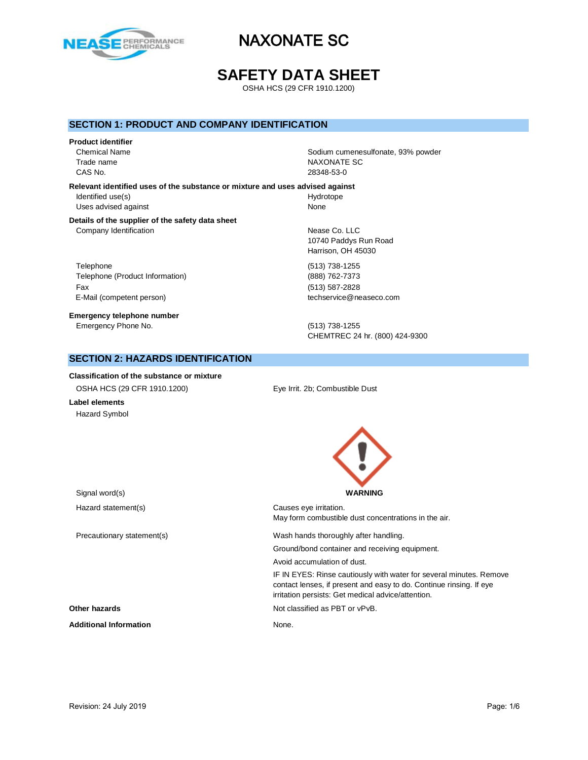# NAXONATE SC

# SAFETY DATA SHEET

OSHA HCS (29 CFR 1910.1200)

## SECTION 1: PRODUCT AND COMPANY IDENTIFICATION

**Product identifier**

| | |
|---|---|
| Chemical Name | Sodium cumenesulfonate, 93% powder |
| Trade name | NAXONATE SC |
| CAS No. | 28348-53-0 |

**Relevant identified uses of the substance or mixture and uses advised against**

| | |
|---|---|
| Identified use(s) | Hydrotope |
| Uses advised against | None |

**Details of the supplier of the safety data sheet**

| | |
|---|---|
| Company Identification | Nease Co. LLC<br>10740 Paddys Run Road<br>Harrison, OH 45030 |
| Telephone | (513) 738-1255 |
| Telephone (Product Information) | (888) 762-7373 |
| Fax | (513) 587-2828 |
| E-Mail (competent person) | techservice@neaseco.com |

**Emergency telephone number**

| | |
|---|---|
| Emergency Phone No. | (513) 738-1255<br>CHEMTREC 24 hr. (800) 424-9300 |

## SECTION 2: HAZARDS IDENTIFICATION

**Classification of the substance or mixture**

| | |
|---|---|
| OSHA HCS (29 CFR 1910.1200) | Eye Irrit. 2b; Combustible Dust |

**Label elements**

Hazard Symbol

| | |
|---|---|
| Signal word(s) | **WARNING** |
| Hazard statement(s) | Causes eye irritation.<br>May form combustible dust concentrations in the air. |
| Precautionary statement(s) | Wash hands thoroughly after handling.<br>Ground/bond container and receiving equipment.<br>Avoid accumulation of dust.<br>IF IN EYES: Rinse cautiously with water for several minutes. Remove contact lenses, if present and easy to do. Continue rinsing. If eye irritation persists: Get medical advice/attention. |

**Other hazards** Not classified as PBT or vPvB.

**Additional Information** None.

Revision: 24 July 2019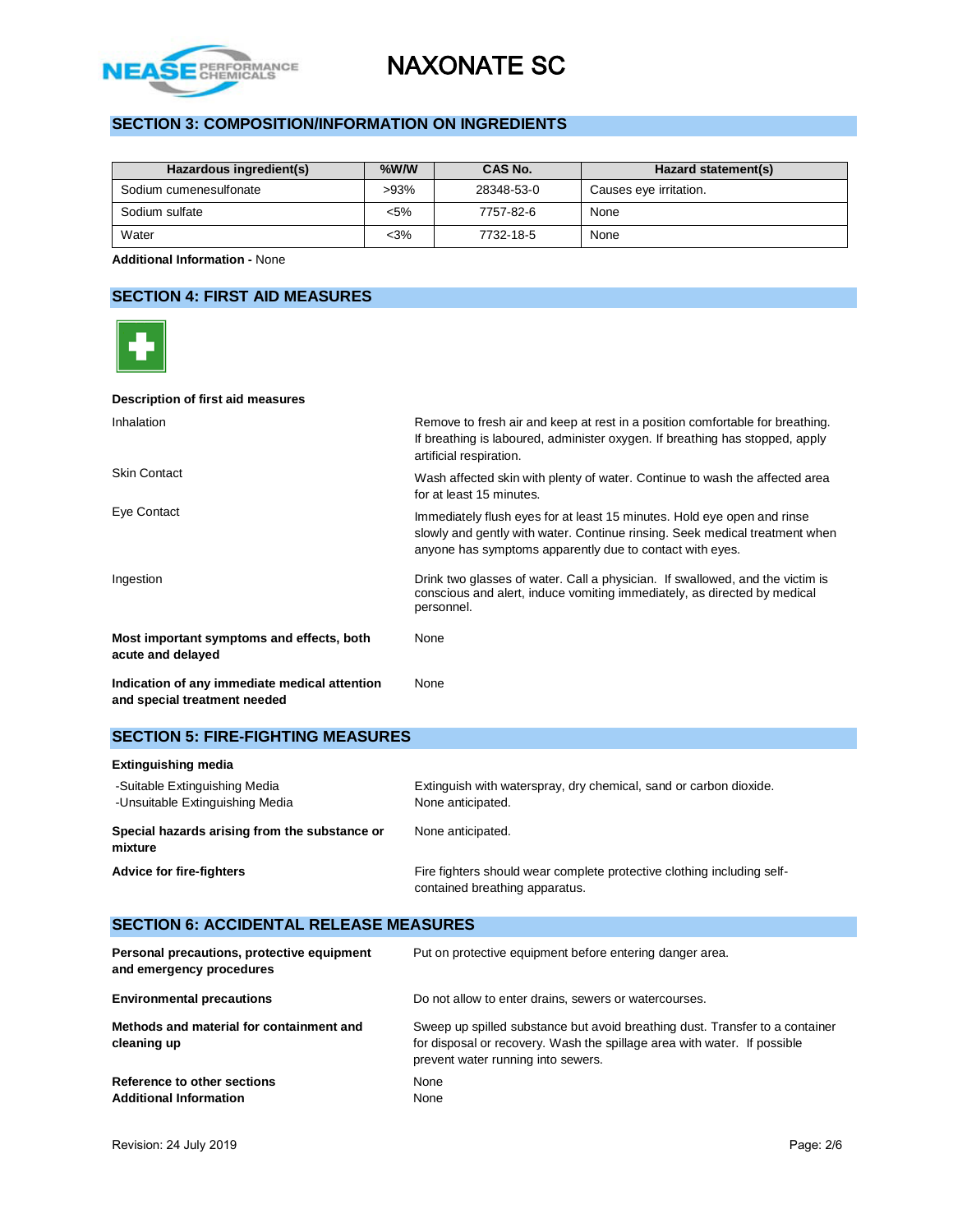## SECTION 3: COMPOSITION/INFORMATION ON INGREDIENTS

| Hazardous ingredient(s) | %W/W | CAS No. | Hazard statement(s) |
|---|---|---|---|
| Sodium cumenesulfonate | >93% | 28348-53-0 | Causes eye irritation. |
| Sodium sulfate | <5% | 7757-82-6 | None |
| Water | <3% | 7732-18-5 | None |

**Additional Information -** None

## SECTION 4: FIRST AID MEASURES

**Description of first aid measures**

| | |
|---|---|
| Inhalation | Remove to fresh air and keep at rest in a position comfortable for breathing. If breathing is laboured, administer oxygen. If breathing has stopped, apply artificial respiration. |
| Skin Contact | Wash affected skin with plenty of water. Continue to wash the affected area for at least 15 minutes. |
| Eye Contact | Immediately flush eyes for at least 15 minutes. Hold eye open and rinse slowly and gently with water. Continue rinsing. Seek medical treatment when anyone has symptoms apparently due to contact with eyes. |
| Ingestion | Drink two glasses of water. Call a physician. If swallowed, and the victim is conscious and alert, induce vomiting immediately, as directed by medical personnel. |
| **Most important symptoms and effects, both acute and delayed** | None |
| **Indication of any immediate medical attention and special treatment needed** | None |

## SECTION 5: FIRE-FIGHTING MEASURES

**Extinguishing media**

| | |
|---|---|
| -Suitable Extinguishing Media | Extinguish with waterspray, dry chemical, sand or carbon dioxide. |
| -Unsuitable Extinguishing Media | None anticipated. |
| **Special hazards arising from the substance or mixture** | None anticipated. |
| **Advice for fire-fighters** | Fire fighters should wear complete protective clothing including self-contained breathing apparatus. |

## SECTION 6: ACCIDENTAL RELEASE MEASURES

| | |
|---|---|
| **Personal precautions, protective equipment and emergency procedures** | Put on protective equipment before entering danger area. |
| **Environmental precautions** | Do not allow to enter drains, sewers or watercourses. |
| **Methods and material for containment and cleaning up** | Sweep up spilled substance but avoid breathing dust. Transfer to a container for disposal or recovery. Wash the spillage area with water. If possible prevent water running into sewers. |
| **Reference to other sections** | None |
| **Additional Information** | None |

Revision: 24 July 2019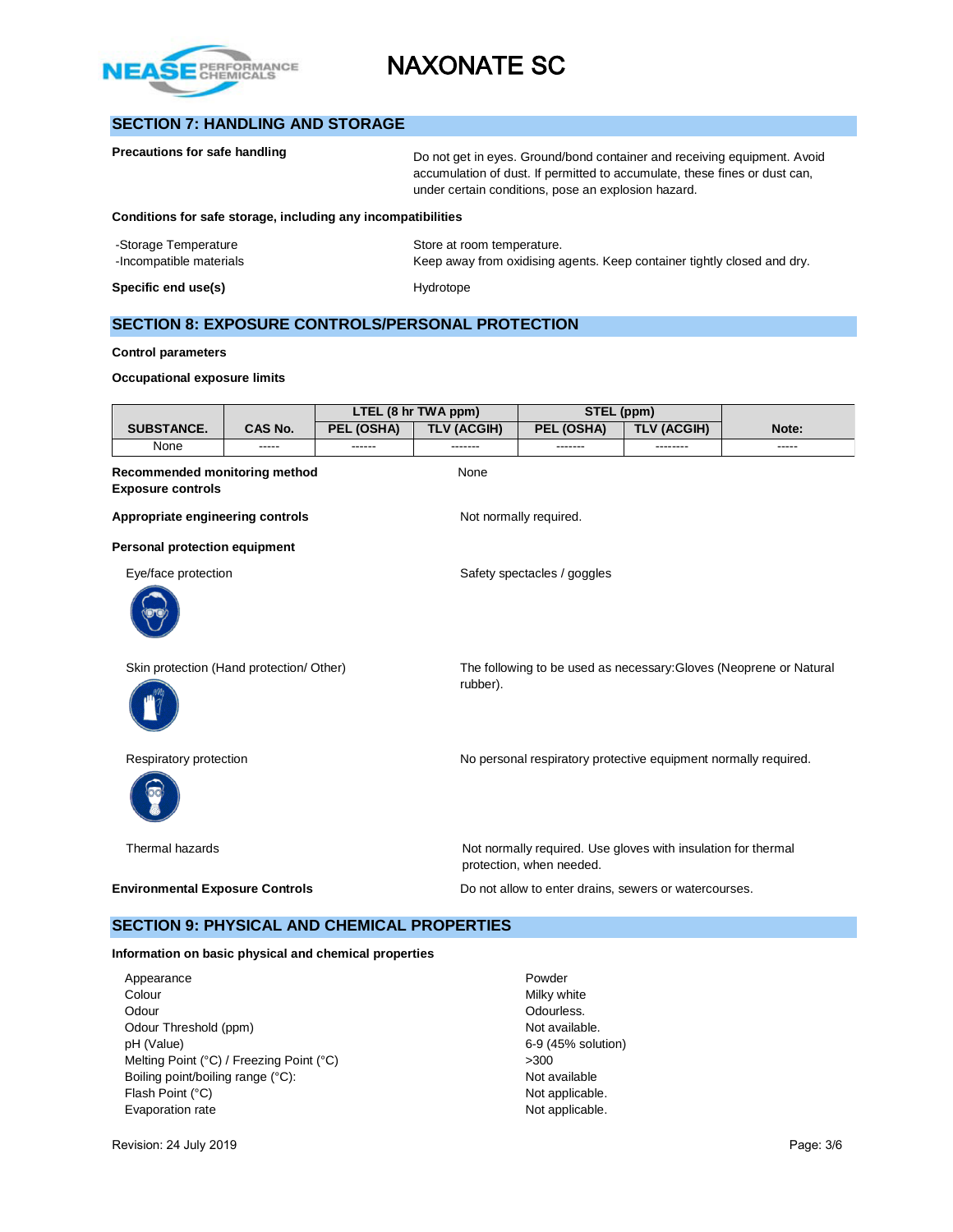## SECTION 7: HANDLING AND STORAGE

**Precautions for safe handling**

Do not get in eyes. Ground/bond container and receiving equipment. Avoid accumulation of dust. If permitted to accumulate, these fines or dust can, under certain conditions, pose an explosion hazard.

**Conditions for safe storage, including any incompatibilities**

-Storage Temperature: Store at room temperature.
-Incompatible materials: Keep away from oxidising agents. Keep container tightly closed and dry.

**Specific end use(s)**: Hydrotope

## SECTION 8: EXPOSURE CONTROLS/PERSONAL PROTECTION

**Control parameters**

**Occupational exposure limits**

| SUBSTANCE. | CAS No. | LTEL (8 hr TWA ppm) | | STEL (ppm) | | Note: |
|---|---|---|---|---|---|---|
| | | PEL (OSHA) | TLV (ACGIH) | PEL (OSHA) | TLV (ACGIH) | |
| None | ----- | ------ | ------- | ------- | -------- | ----- |

**Recommended monitoring method**: None

**Exposure controls**

**Appropriate engineering controls**: Not normally required.

**Personal protection equipment**

Eye/face protection: Safety spectacles / goggles

Skin protection (Hand protection/ Other): The following to be used as necessary:Gloves (Neoprene or Natural rubber).

Respiratory protection: No personal respiratory protective equipment normally required.

Thermal hazards: Not normally required. Use gloves with insulation for thermal protection, when needed.

**Environmental Exposure Controls**: Do not allow to enter drains, sewers or watercourses.

## SECTION 9: PHYSICAL AND CHEMICAL PROPERTIES

**Information on basic physical and chemical properties**

| | |
|---|---|
| Appearance | Powder |
| Colour | Milky white |
| Odour | Odourless. |
| Odour Threshold (ppm) | Not available. |
| pH (Value) | 6-9 (45% solution) |
| Melting Point (°C) / Freezing Point (°C) | >300 |
| Boiling point/boiling range (°C): | Not available |
| Flash Point (°C) | Not applicable. |
| Evaporation rate | Not applicable. |

Revision: 24 July 2019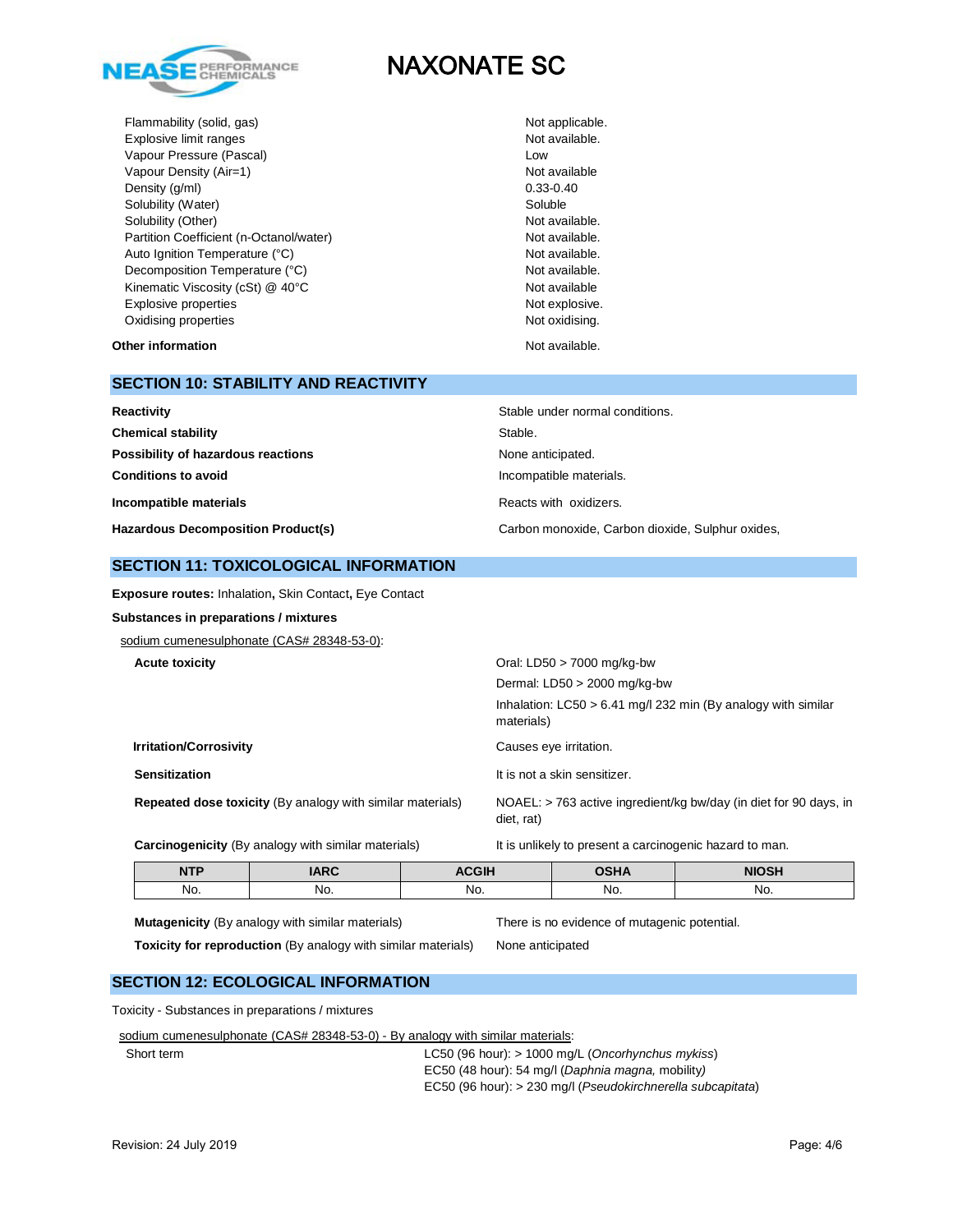| | |
|---|---|
| Flammability (solid, gas) | Not applicable. |
| Explosive limit ranges | Not available. |
| Vapour Pressure (Pascal) | Low |
| Vapour Density (Air=1) | Not available |
| Density (g/ml) | 0.33-0.40 |
| Solubility (Water) | Soluble |
| Solubility (Other) | Not available. |
| Partition Coefficient (n-Octanol/water) | Not available. |
| Auto Ignition Temperature (°C) | Not available. |
| Decomposition Temperature (°C) | Not available. |
| Kinematic Viscosity (cSt) @ 40°C | Not available |
| Explosive properties | Not explosive. |
| Oxidising properties | Not oxidising. |

**Other information** Not available.

## SECTION 10: STABILITY AND REACTIVITY

**Reactivity** Stable under normal conditions.

**Chemical stability** Stable.

**Possibility of hazardous reactions** None anticipated.

**Conditions to avoid** Incompatible materials.

**Incompatible materials** Reacts with oxidizers.

**Hazardous Decomposition Product(s)** Carbon monoxide, Carbon dioxide, Sulphur oxides,

## SECTION 11: TOXICOLOGICAL INFORMATION

**Exposure routes:** Inhalation**,** Skin Contact**,** Eye Contact

**Substances in preparations / mixtures**

sodium cumenesulphonate (CAS# 28348-53-0):

**Acute toxicity**
Oral: LD50 > 7000 mg/kg-bw
Dermal: LD50 > 2000 mg/kg-bw
Inhalation: LC50 > 6.41 mg/l 232 min (By analogy with similar materials)

**Irritation/Corrosivity** Causes eye irritation.

**Sensitization** It is not a skin sensitizer.

**Repeated dose toxicity** (By analogy with similar materials) NOAEL: > 763 active ingredient/kg bw/day (in diet for 90 days, in diet, rat)

**Carcinogenicity** (By analogy with similar materials) It is unlikely to present a carcinogenic hazard to man.

| NTP | IARC | ACGIH | OSHA | NIOSH |
|---|---|---|---|---|
| No. | No. | No. | No. | No. |

**Mutagenicity** (By analogy with similar materials) There is no evidence of mutagenic potential.

**Toxicity for reproduction** (By analogy with similar materials) None anticipated

## SECTION 12: ECOLOGICAL INFORMATION

Toxicity - Substances in preparations / mixtures

sodium cumenesulphonate (CAS# 28348-53-0) - By analogy with similar materials:

Short term
LC50 (96 hour): > 1000 mg/L (*Oncorhynchus mykiss*)
EC50 (48 hour): 54 mg/l (*Daphnia magna,* mobility*)*
EC50 (96 hour): > 230 mg/l (*Pseudokirchnerella subcapitata*)

Revision: 24 July 2019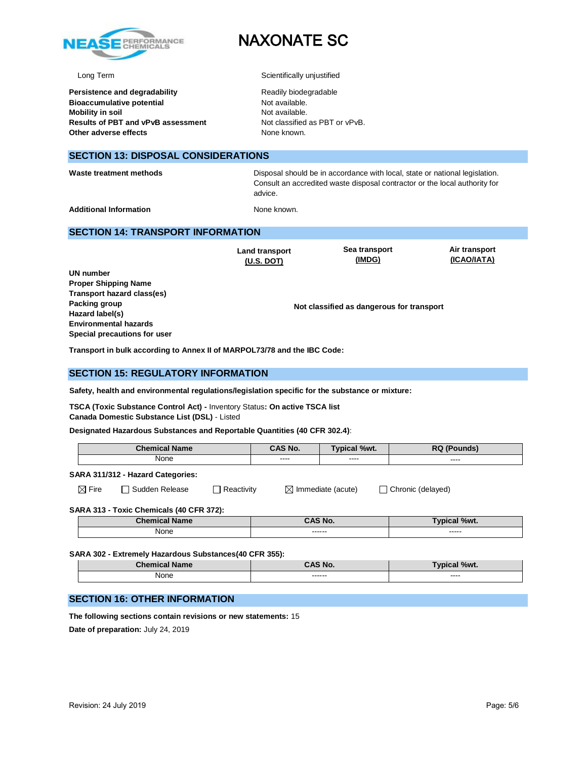| | |
|---|---|
| Long Term | Scientifically unjustified |

**Persistence and degradability** Readily biodegradable
**Bioaccumulative potential** Not available.
**Mobility in soil** Not available.
**Results of PBT and vPvB assessment** Not classified as PBT or vPvB.
**Other adverse effects** None known.

## SECTION 13: DISPOSAL CONSIDERATIONS

**Waste treatment methods** Disposal should be in accordance with local, state or national legislation. Consult an accredited waste disposal contractor or the local authority for advice.

**Additional Information** None known.

## SECTION 14: TRANSPORT INFORMATION

| | Land transport (U.S. DOT) | Sea transport (IMDG) | Air transport (ICAO/IATA) |
|---|---|---|---|
| **UN number** | | | |
| **Proper Shipping Name** | | | |
| **Transport hazard class(es)** | | | |
| **Packing group** | | **Not classified as dangerous for transport** | |
| **Hazard label(s)** | | | |
| **Environmental hazards** | | | |
| **Special precautions for user** | | | |

**Transport in bulk according to Annex II of MARPOL73/78 and the IBC Code:**

## SECTION 15: REGULATORY INFORMATION

**Safety, health and environmental regulations/legislation specific for the substance or mixture:**

**TSCA (Toxic Substance Control Act) -** Inventory Status**: On active TSCA list**
**Canada Domestic Substance List (DSL)** - Listed

**Designated Hazardous Substances and Reportable Quantities (40 CFR 302.4)**:

| Chemical Name | CAS No. | Typical %wt. | RQ (Pounds) |
|---|---|---|---|
| None | ---- | ---- | ---- |

**SARA 311/312 - Hazard Categories:**

☒ Fire ☐ Sudden Release ☐ Reactivity ☒ Immediate (acute) ☐ Chronic (delayed)

**SARA 313 - Toxic Chemicals (40 CFR 372):**

| Chemical Name | CAS No. | Typical %wt. |
|---|---|---|
| None | ------ | ----- |

**SARA 302 - Extremely Hazardous Substances(40 CFR 355):**

| Chemical Name | CAS No. | Typical %wt. |
|---|---|---|
| None | ------ | ---- |

## SECTION 16: OTHER INFORMATION

**The following sections contain revisions or new statements:** 15

**Date of preparation:** July 24, 2019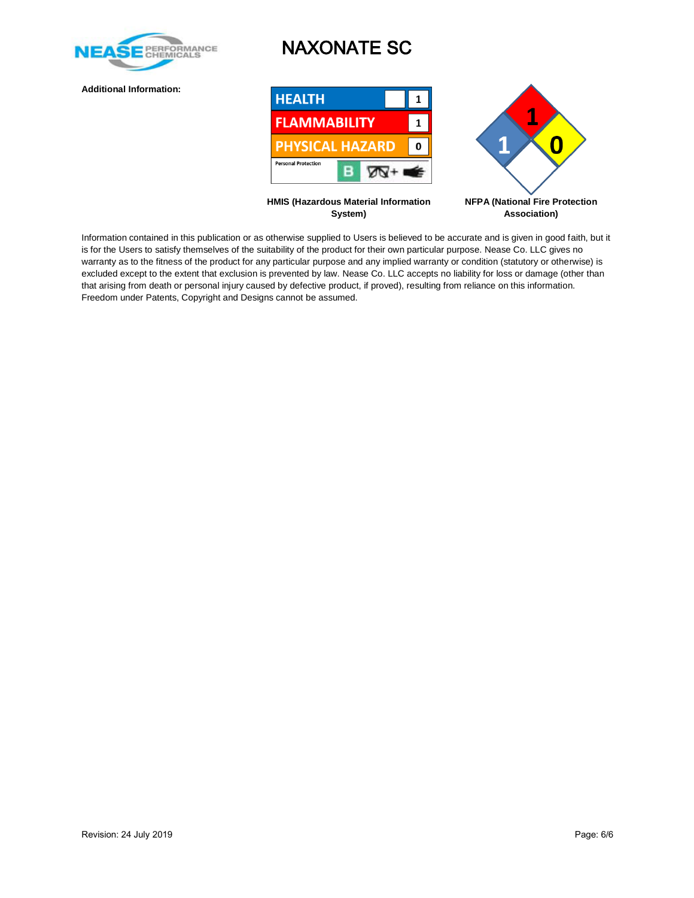# NAXONATE SC

**Additional Information:**

| | |
|---|---|
| HEALTH | 1 |
| FLAMMABILITY | 1 |
| PHYSICAL HAZARD | 0 |
| Personal Protection | B |

**HMIS (Hazardous Material Information System)**

1
1
0

**NFPA (National Fire Protection Association)**

Information contained in this publication or as otherwise supplied to Users is believed to be accurate and is given in good faith, but it is for the Users to satisfy themselves of the suitability of the product for their own particular purpose. Nease Co. LLC gives no warranty as to the fitness of the product for any particular purpose and any implied warranty or condition (statutory or otherwise) is excluded except to the extent that exclusion is prevented by law. Nease Co. LLC accepts no liability for loss or damage (other than that arising from death or personal injury caused by defective product, if proved), resulting from reliance on this information. Freedom under Patents, Copyright and Designs cannot be assumed.

Revision: 24 July 2019